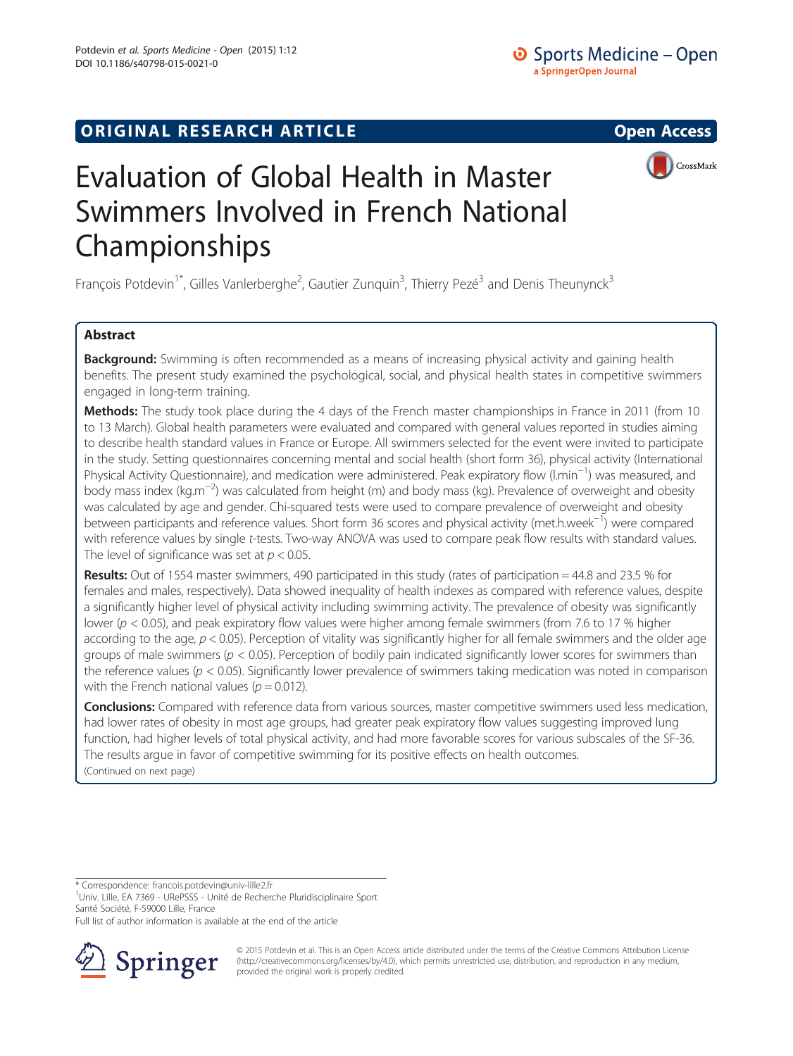ORIGINAL RESEARCH ARTICLE

Open Access

# Evaluation of Global Health in Master Swimmers Involved in French National Championships

François Potdevin[1*], Gilles Vanlerberghe[2], Gautier Zunquin[3], Thierry Pezé[3] and Denis Theunynck[3]

## Abstract

**Background:** Swimming is often recommended as a means of increasing physical activity and gaining health benefits. The present study examined the psychological, social, and physical health states in competitive swimmers engaged in long-term training.

**Methods:** The study took place during the 4 days of the French master championships in France in 2011 (from 10 to 13 March). Global health parameters were evaluated and compared with general values reported in studies aiming to describe health standard values in France or Europe. All swimmers selected for the event were invited to participate in the study. Setting questionnaires concerning mental and social health (short form 36), physical activity (International Physical Activity Questionnaire), and medication were administered. Peak expiratory flow ($l.min^{-1}$) was measured, and body mass index ($kg.m^{-2}$) was calculated from height (m) and body mass (kg). Prevalence of overweight and obesity was calculated by age and gender. Chi-squared tests were used to compare prevalence of overweight and obesity between participants and reference values. Short form 36 scores and physical activity ($met.h.week^{-1}$) were compared with reference values by single *t*-tests. Two-way ANOVA was used to compare peak flow results with standard values. The level of significance was set at $p < 0.05$.

**Results:** Out of 1554 master swimmers, 490 participated in this study (rates of participation = 44.8 and 23.5 % for females and males, respectively). Data showed inequality of health indexes as compared with reference values, despite a significantly higher level of physical activity including swimming activity. The prevalence of obesity was significantly lower ($p < 0.05$), and peak expiratory flow values were higher among female swimmers (from 7.6 to 17 % higher according to the age, $p < 0.05$). Perception of vitality was significantly higher for all female swimmers and the older age groups of male swimmers ($p < 0.05$). Perception of bodily pain indicated significantly lower scores for swimmers than the reference values ($p < 0.05$). Significantly lower prevalence of swimmers taking medication was noted in comparison with the French national values ($p = 0.012$).

**Conclusions:** Compared with reference data from various sources, master competitive swimmers used less medication, had lower rates of obesity in most age groups, had greater peak expiratory flow values suggesting improved lung function, had higher levels of total physical activity, and had more favorable scores for various subscales of the SF-36. The results argue in favor of competitive swimming for its positive effects on health outcomes.

(Continued on next page)

* Correspondence: francois.potdevin@univ-lille2.fr

[1]Univ. Lille, EA 7369 - URePSSS - Unité de Recherche Pluridisciplinaire Sport Santé Société, F-59000 Lille, France

Full list of author information is available at the end of the article

© 2015 Potdevin et al. This is an Open Access article distributed under the terms of the Creative Commons Attribution License (http://creativecommons.org/licenses/by/4.0), which permits unrestricted use, distribution, and reproduction in any medium, provided the original work is properly credited.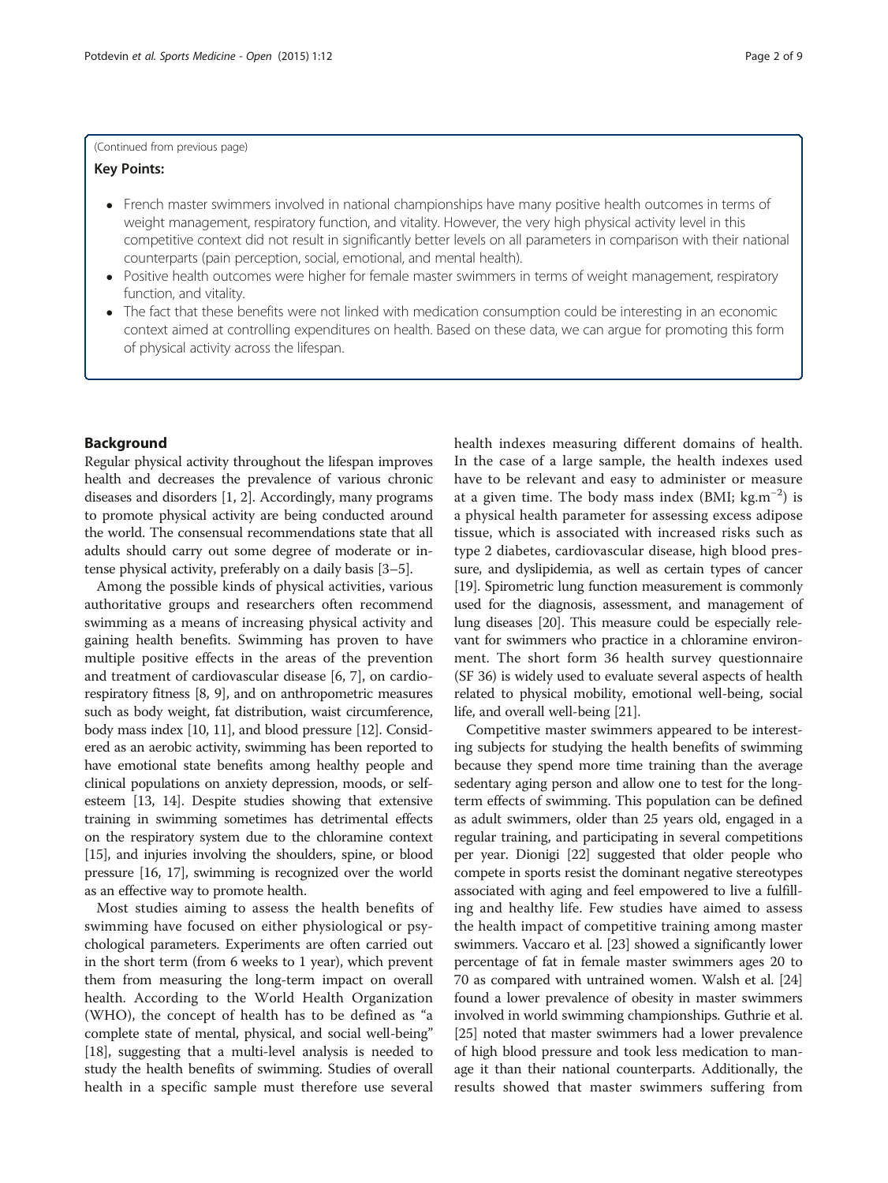(Continued from previous page)

**Key Points:**

- French master swimmers involved in national championships have many positive health outcomes in terms of weight management, respiratory function, and vitality. However, the very high physical activity level in this competitive context did not result in significantly better levels on all parameters in comparison with their national counterparts (pain perception, social, emotional, and mental health).
- Positive health outcomes were higher for female master swimmers in terms of weight management, respiratory function, and vitality.
- The fact that these benefits were not linked with medication consumption could be interesting in an economic context aimed at controlling expenditures on health. Based on these data, we can argue for promoting this form of physical activity across the lifespan.

## Background

Regular physical activity throughout the lifespan improves health and decreases the prevalence of various chronic diseases and disorders [1, 2]. Accordingly, many programs to promote physical activity are being conducted around the world. The consensual recommendations state that all adults should carry out some degree of moderate or intense physical activity, preferably on a daily basis [3–5].

Among the possible kinds of physical activities, various authoritative groups and researchers often recommend swimming as a means of increasing physical activity and gaining health benefits. Swimming has proven to have multiple positive effects in the areas of the prevention and treatment of cardiovascular disease [6, 7], on cardiorespiratory fitness [8, 9], and on anthropometric measures such as body weight, fat distribution, waist circumference, body mass index [10, 11], and blood pressure [12]. Considered as an aerobic activity, swimming has been reported to have emotional state benefits among healthy people and clinical populations on anxiety depression, moods, or self-esteem [13, 14]. Despite studies showing that extensive training in swimming sometimes has detrimental effects on the respiratory system due to the chloramine context [15], and injuries involving the shoulders, spine, or blood pressure [16, 17], swimming is recognized over the world as an effective way to promote health.

Most studies aiming to assess the health benefits of swimming have focused on either physiological or psychological parameters. Experiments are often carried out in the short term (from 6 weeks to 1 year), which prevent them from measuring the long-term impact on overall health. According to the World Health Organization (WHO), the concept of health has to be defined as "a complete state of mental, physical, and social well-being" [18], suggesting that a multi-level analysis is needed to study the health benefits of swimming. Studies of overall health in a specific sample must therefore use several health indexes measuring different domains of health. In the case of a large sample, the health indexes used have to be relevant and easy to administer or measure at a given time. The body mass index (BMI; $kg.m^{-2}$) is a physical health parameter for assessing excess adipose tissue, which is associated with increased risks such as type 2 diabetes, cardiovascular disease, high blood pressure, and dyslipidemia, as well as certain types of cancer [19]. Spirometric lung function measurement is commonly used for the diagnosis, assessment, and management of lung diseases [20]. This measure could be especially relevant for swimmers who practice in a chloramine environment. The short form 36 health survey questionnaire (SF 36) is widely used to evaluate several aspects of health related to physical mobility, emotional well-being, social life, and overall well-being [21].

Competitive master swimmers appeared to be interesting subjects for studying the health benefits of swimming because they spend more time training than the average sedentary aging person and allow one to test for the long-term effects of swimming. This population can be defined as adult swimmers, older than 25 years old, engaged in a regular training, and participating in several competitions per year. Dionigi [22] suggested that older people who compete in sports resist the dominant negative stereotypes associated with aging and feel empowered to live a fulfilling and healthy life. Few studies have aimed to assess the health impact of competitive training among master swimmers. Vaccaro et al. [23] showed a significantly lower percentage of fat in female master swimmers ages 20 to 70 as compared with untrained women. Walsh et al. [24] found a lower prevalence of obesity in master swimmers involved in world swimming championships. Guthrie et al. [25] noted that master swimmers had a lower prevalence of high blood pressure and took less medication to manage it than their national counterparts. Additionally, the results showed that master swimmers suffering from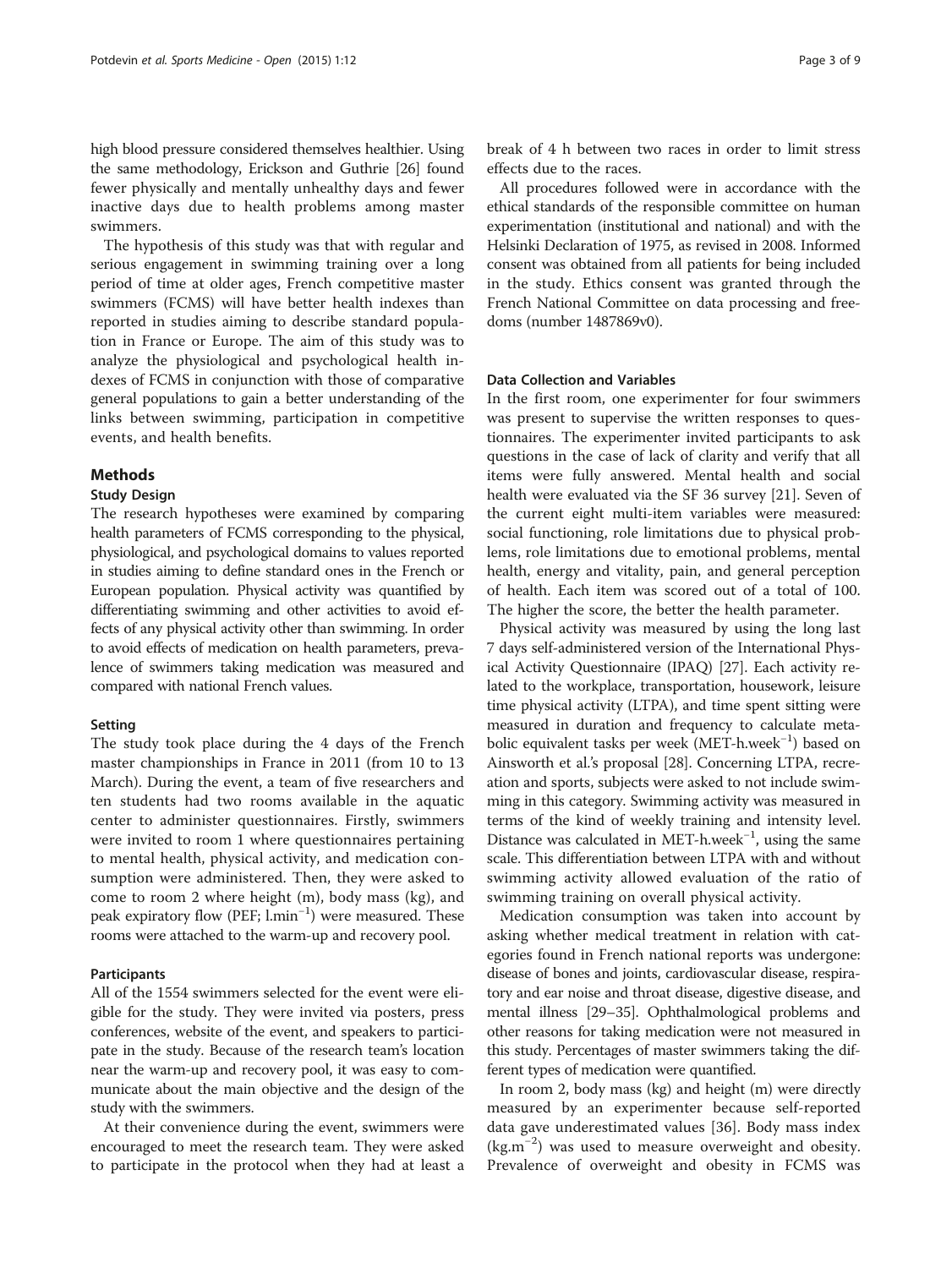high blood pressure considered themselves healthier. Using the same methodology, Erickson and Guthrie [26] found fewer physically and mentally unhealthy days and fewer inactive days due to health problems among master swimmers.

The hypothesis of this study was that with regular and serious engagement in swimming training over a long period of time at older ages, French competitive master swimmers (FCMS) will have better health indexes than reported in studies aiming to describe standard population in France or Europe. The aim of this study was to analyze the physiological and psychological health indexes of FCMS in conjunction with those of comparative general populations to gain a better understanding of the links between swimming, participation in competitive events, and health benefits.

## Methods

### Study Design

The research hypotheses were examined by comparing health parameters of FCMS corresponding to the physical, physiological, and psychological domains to values reported in studies aiming to define standard ones in the French or European population. Physical activity was quantified by differentiating swimming and other activities to avoid effects of any physical activity other than swimming. In order to avoid effects of medication on health parameters, prevalence of swimmers taking medication was measured and compared with national French values.

#### Setting

The study took place during the 4 days of the French master championships in France in 2011 (from 10 to 13 March). During the event, a team of five researchers and ten students had two rooms available in the aquatic center to administer questionnaires. Firstly, swimmers were invited to room 1 where questionnaires pertaining to mental health, physical activity, and medication consumption were administered. Then, they were asked to come to room 2 where height (m), body mass (kg), and peak expiratory flow (PEF; $l.min^{-1}$) were measured. These rooms were attached to the warm-up and recovery pool.

#### Participants

All of the 1554 swimmers selected for the event were eligible for the study. They were invited via posters, press conferences, website of the event, and speakers to participate in the study. Because of the research team's location near the warm-up and recovery pool, it was easy to communicate about the main objective and the design of the study with the swimmers.

At their convenience during the event, swimmers were encouraged to meet the research team. They were asked to participate in the protocol when they had at least a break of 4 h between two races in order to limit stress effects due to the races.

All procedures followed were in accordance with the ethical standards of the responsible committee on human experimentation (institutional and national) and with the Helsinki Declaration of 1975, as revised in 2008. Informed consent was obtained from all patients for being included in the study. Ethics consent was granted through the French National Committee on data processing and freedoms (number 1487869v0).

### Data Collection and Variables

In the first room, one experimenter for four swimmers was present to supervise the written responses to questionnaires. The experimenter invited participants to ask questions in the case of lack of clarity and verify that all items were fully answered. Mental health and social health were evaluated via the SF 36 survey [21]. Seven of the current eight multi-item variables were measured: social functioning, role limitations due to physical problems, role limitations due to emotional problems, mental health, energy and vitality, pain, and general perception of health. Each item was scored out of a total of 100. The higher the score, the better the health parameter.

Physical activity was measured by using the long last 7 days self-administered version of the International Physical Activity Questionnaire (IPAQ) [27]. Each activity related to the workplace, transportation, housework, leisure time physical activity (LTPA), and time spent sitting were measured in duration and frequency to calculate metabolic equivalent tasks per week ($MET\text{-}h.week^{-1}$) based on Ainsworth et al.'s proposal [28]. Concerning LTPA, recreation and sports, subjects were asked to not include swimming in this category. Swimming activity was measured in terms of the kind of weekly training and intensity level. Distance was calculated in $MET\text{-}h.week^{-1}$, using the same scale. This differentiation between LTPA with and without swimming activity allowed evaluation of the ratio of swimming training on overall physical activity.

Medication consumption was taken into account by asking whether medical treatment in relation with categories found in French national reports was undergone: disease of bones and joints, cardiovascular disease, respiratory and ear noise and throat disease, digestive disease, and mental illness [29–35]. Ophthalmological problems and other reasons for taking medication were not measured in this study. Percentages of master swimmers taking the different types of medication were quantified.

In room 2, body mass (kg) and height (m) were directly measured by an experimenter because self-reported data gave underestimated values [36]. Body mass index ($kg.m^{-2}$) was used to measure overweight and obesity. Prevalence of overweight and obesity in FCMS was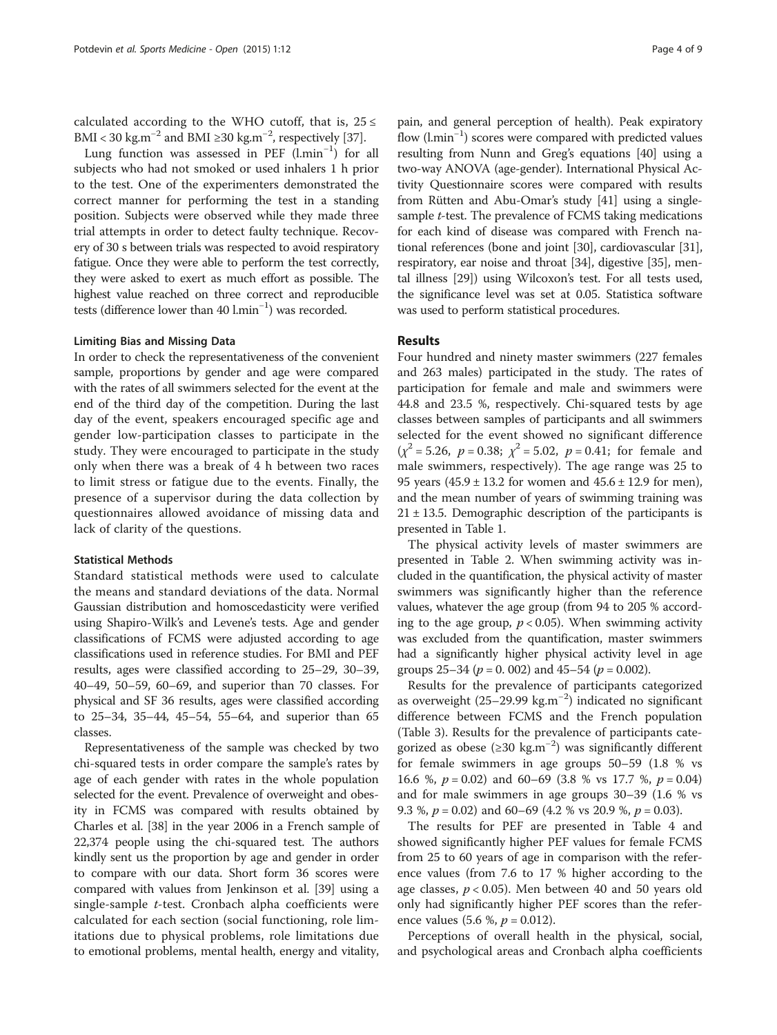calculated according to the WHO cutoff, that is, $25 \leq$ BMI < 30 kg.m$^{-2}$ and BMI ≥30 kg.m$^{-2}$, respectively [37].

Lung function was assessed in PEF (l.min$^{-1}$) for all subjects who had not smoked or used inhalers 1 h prior to the test. One of the experimenters demonstrated the correct manner for performing the test in a standing position. Subjects were observed while they made three trial attempts in order to detect faulty technique. Recovery of 30 s between trials was respected to avoid respiratory fatigue. Once they were able to perform the test correctly, they were asked to exert as much effort as possible. The highest value reached on three correct and reproducible tests (difference lower than 40 l.min$^{-1}$) was recorded.

#### Limiting Bias and Missing Data

In order to check the representativeness of the convenient sample, proportions by gender and age were compared with the rates of all swimmers selected for the event at the end of the third day of the competition. During the last day of the event, speakers encouraged specific age and gender low-participation classes to participate in the study. They were encouraged to participate in the study only when there was a break of 4 h between two races to limit stress or fatigue due to the events. Finally, the presence of a supervisor during the data collection by questionnaires allowed avoidance of missing data and lack of clarity of the questions.

#### Statistical Methods

Standard statistical methods were used to calculate the means and standard deviations of the data. Normal Gaussian distribution and homoscedasticity were verified using Shapiro-Wilk's and Levene's tests. Age and gender classifications of FCMS were adjusted according to age classifications used in reference studies. For BMI and PEF results, ages were classified according to 25–29, 30–39, 40–49, 50–59, 60–69, and superior than 70 classes. For physical and SF 36 results, ages were classified according to 25–34, 35–44, 45–54, 55–64, and superior than 65 classes.

Representativeness of the sample was checked by two chi-squared tests in order compare the sample's rates by age of each gender with rates in the whole population selected for the event. Prevalence of overweight and obesity in FCMS was compared with results obtained by Charles et al. [38] in the year 2006 in a French sample of 22,374 people using the chi-squared test. The authors kindly sent us the proportion by age and gender in order to compare with our data. Short form 36 scores were compared with values from Jenkinson et al. [39] using a single-sample *t*-test. Cronbach alpha coefficients were calculated for each section (social functioning, role limitations due to physical problems, role limitations due to emotional problems, mental health, energy and vitality, pain, and general perception of health). Peak expiratory flow (l.min$^{-1}$) scores were compared with predicted values resulting from Nunn and Greg's equations [40] using a two-way ANOVA (age-gender). International Physical Activity Questionnaire scores were compared with results from Rütten and Abu-Omar's study [41] using a single-sample *t*-test. The prevalence of FCMS taking medications for each kind of disease was compared with French national references (bone and joint [30], cardiovascular [31], respiratory, ear noise and throat [34], digestive [35], mental illness [29]) using Wilcoxon's test. For all tests used, the significance level was set at 0.05. Statistica software was used to perform statistical procedures.

## Results

Four hundred and ninety master swimmers (227 females and 263 males) participated in the study. The rates of participation for female and male and swimmers were 44.8 and 23.5 %, respectively. Chi-squared tests by age classes between samples of participants and all swimmers selected for the event showed no significant difference ($\chi^2 = 5.26$, $p = 0.38$; $\chi^2 = 5.02$, $p = 0.41$; for female and male swimmers, respectively). The age range was 25 to 95 years (45.9 ± 13.2 for women and 45.6 ± 12.9 for men), and the mean number of years of swimming training was 21 ± 13.5. Demographic description of the participants is presented in Table 1.

The physical activity levels of master swimmers are presented in Table 2. When swimming activity was included in the quantification, the physical activity of master swimmers was significantly higher than the reference values, whatever the age group (from 94 to 205 % according to the age group, $p < 0.05$). When swimming activity was excluded from the quantification, master swimmers had a significantly higher physical activity level in age groups 25–34 ($p = 0.002$) and 45–54 ($p = 0.002$).

Results for the prevalence of participants categorized as overweight (25–29.99 kg.m$^{-2}$) indicated no significant difference between FCMS and the French population (Table 3). Results for the prevalence of participants categorized as obese (≥30 kg.m$^{-2}$) was significantly different for female swimmers in age groups 50–59 (1.8 % vs 16.6 %, $p = 0.02$) and 60–69 (3.8 % vs 17.7 %, $p = 0.04$) and for male swimmers in age groups 30–39 (1.6 % vs 9.3 %, $p = 0.02$) and 60–69 (4.2 % vs 20.9 %, $p = 0.03$).

The results for PEF are presented in Table 4 and showed significantly higher PEF values for female FCMS from 25 to 60 years of age in comparison with the reference values (from 7.6 to 17 % higher according to the age classes, $p < 0.05$). Men between 40 and 50 years old only had significantly higher PEF scores than the reference values (5.6 %, $p = 0.012$).

Perceptions of overall health in the physical, social, and psychological areas and Cronbach alpha coefficients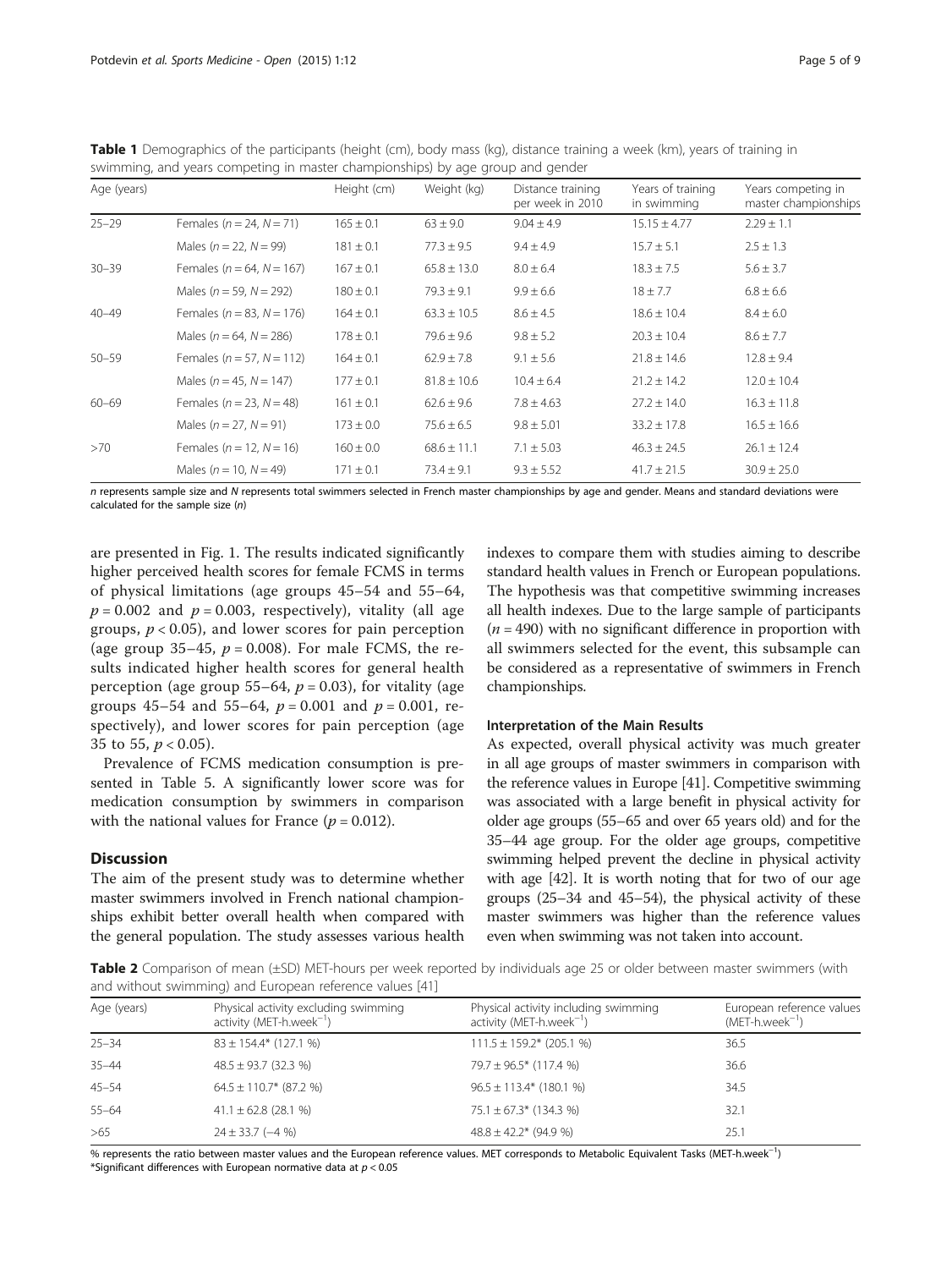**Table 1** Demographics of the participants (height (cm), body mass (kg), distance training a week (km), years of training in swimming, and years competing in master championships) by age group and gender

| Age (years) | | Height (cm) | Weight (kg) | Distance training per week in 2010 | Years of training in swimming | Years competing in master championships |
|---|---|---|---|---|---|---|
| 25–29 | Females ($n = 24$, $N = 71$) | 165 ± 0.1 | 63 ± 9.0 | 9.04 ± 4.9 | 15.15 ± 4.77 | 2.29 ± 1.1 |
| | Males ($n = 22$, $N = 99$) | 181 ± 0.1 | 77.3 ± 9.5 | 9.4 ± 4.9 | 15.7 ± 5.1 | 2.5 ± 1.3 |
| 30–39 | Females ($n = 64$, $N = 167$) | 167 ± 0.1 | 65.8 ± 13.0 | 8.0 ± 6.4 | 18.3 ± 7.5 | 5.6 ± 3.7 |
| | Males ($n = 59$, $N = 292$) | 180 ± 0.1 | 79.3 ± 9.1 | 9.9 ± 6.6 | 18 ± 7.7 | 6.8 ± 6.6 |
| 40–49 | Females ($n = 83$, $N = 176$) | 164 ± 0.1 | 63.3 ± 10.5 | 8.6 ± 4.5 | 18.6 ± 10.4 | 8.4 ± 6.0 |
| | Males ($n = 64$, $N = 286$) | 178 ± 0.1 | 79.6 ± 9.6 | 9.8 ± 5.2 | 20.3 ± 10.4 | 8.6 ± 7.7 |
| 50–59 | Females ($n = 57$, $N = 112$) | 164 ± 0.1 | 62.9 ± 7.8 | 9.1 ± 5.6 | 21.8 ± 14.6 | 12.8 ± 9.4 |
| | Males ($n = 45$, $N = 147$) | 177 ± 0.1 | 81.8 ± 10.6 | 10.4 ± 6.4 | 21.2 ± 14.2 | 12.0 ± 10.4 |
| 60–69 | Females ($n = 23$, $N = 48$) | 161 ± 0.1 | 62.6 ± 9.6 | 7.8 ± 4.63 | 27.2 ± 14.0 | 16.3 ± 11.8 |
| | Males ($n = 27$, $N = 91$) | 173 ± 0.0 | 75.6 ± 6.5 | 9.8 ± 5.01 | 33.2 ± 17.8 | 16.5 ± 16.6 |
| >70 | Females ($n = 12$, $N = 16$) | 160 ± 0.0 | 68.6 ± 11.1 | 7.1 ± 5.03 | 46.3 ± 24.5 | 26.1 ± 12.4 |
| | Males ($n = 10$, $N = 49$) | 171 ± 0.1 | 73.4 ± 9.1 | 9.3 ± 5.52 | 41.7 ± 21.5 | 30.9 ± 25.0 |

*n* represents sample size and *N* represents total swimmers selected in French master championships by age and gender. Means and standard deviations were calculated for the sample size (*n*)

are presented in Fig. 1. The results indicated significantly higher perceived health scores for female FCMS in terms of physical limitations (age groups 45–54 and 55–64, $p = 0.002$ and $p = 0.003$, respectively), vitality (all age groups, $p < 0.05$), and lower scores for pain perception (age group 35–45, $p = 0.008$). For male FCMS, the results indicated higher health scores for general health perception (age group 55–64, $p = 0.03$), for vitality (age groups 45–54 and 55–64, $p = 0.001$ and $p = 0.001$, respectively), and lower scores for pain perception (age 35 to 55, $p < 0.05$).

Prevalence of FCMS medication consumption is presented in Table 5. A significantly lower score was for medication consumption by swimmers in comparison with the national values for France ($p = 0.012$).

## Discussion

The aim of the present study was to determine whether master swimmers involved in French national championships exhibit better overall health when compared with the general population. The study assesses various health indexes to compare them with studies aiming to describe standard health values in French or European populations. The hypothesis was that competitive swimming increases all health indexes. Due to the large sample of participants ($n = 490$) with no significant difference in proportion with all swimmers selected for the event, this subsample can be considered as a representative of swimmers in French championships.

### Interpretation of the Main Results

As expected, overall physical activity was much greater in all age groups of master swimmers in comparison with the reference values in Europe [41]. Competitive swimming was associated with a large benefit in physical activity for older age groups (55–65 and over 65 years old) and for the 35–44 age group. For the older age groups, competitive swimming helped prevent the decline in physical activity with age [42]. It is worth noting that for two of our age groups (25–34 and 45–54), the physical activity of these master swimmers was higher than the reference values even when swimming was not taken into account.

**Table 2** Comparison of mean (±SD) MET-hours per week reported by individuals age 25 or older between master swimmers (with and without swimming) and European reference values [41]

| Age (years) | Physical activity excluding swimming activity (MET-h.week$^{-1}$) | Physical activity including swimming activity (MET-h.week$^{-1}$) | European reference values (MET-h.week$^{-1}$) |
|---|---|---|---|
| 25–34 | 83 ± 154.4* (127.1 %) | 111.5 ± 159.2* (205.1 %) | 36.5 |
| 35–44 | 48.5 ± 93.7 (32.3 %) | 79.7 ± 96.5* (117.4 %) | 36.6 |
| 45–54 | 64.5 ± 110.7* (87.2 %) | 96.5 ± 113.4* (180.1 %) | 34.5 |
| 55–64 | 41.1 ± 62.8 (28.1 %) | 75.1 ± 67.3* (134.3 %) | 32.1 |
| >65 | 24 ± 33.7 (−4 %) | 48.8 ± 42.2* (94.9 %) | 25.1 |

% represents the ratio between master values and the European reference values. MET corresponds to Metabolic Equivalent Tasks (MET-h.week$^{-1}$)
*Significant differences with European normative data at $p < 0.05$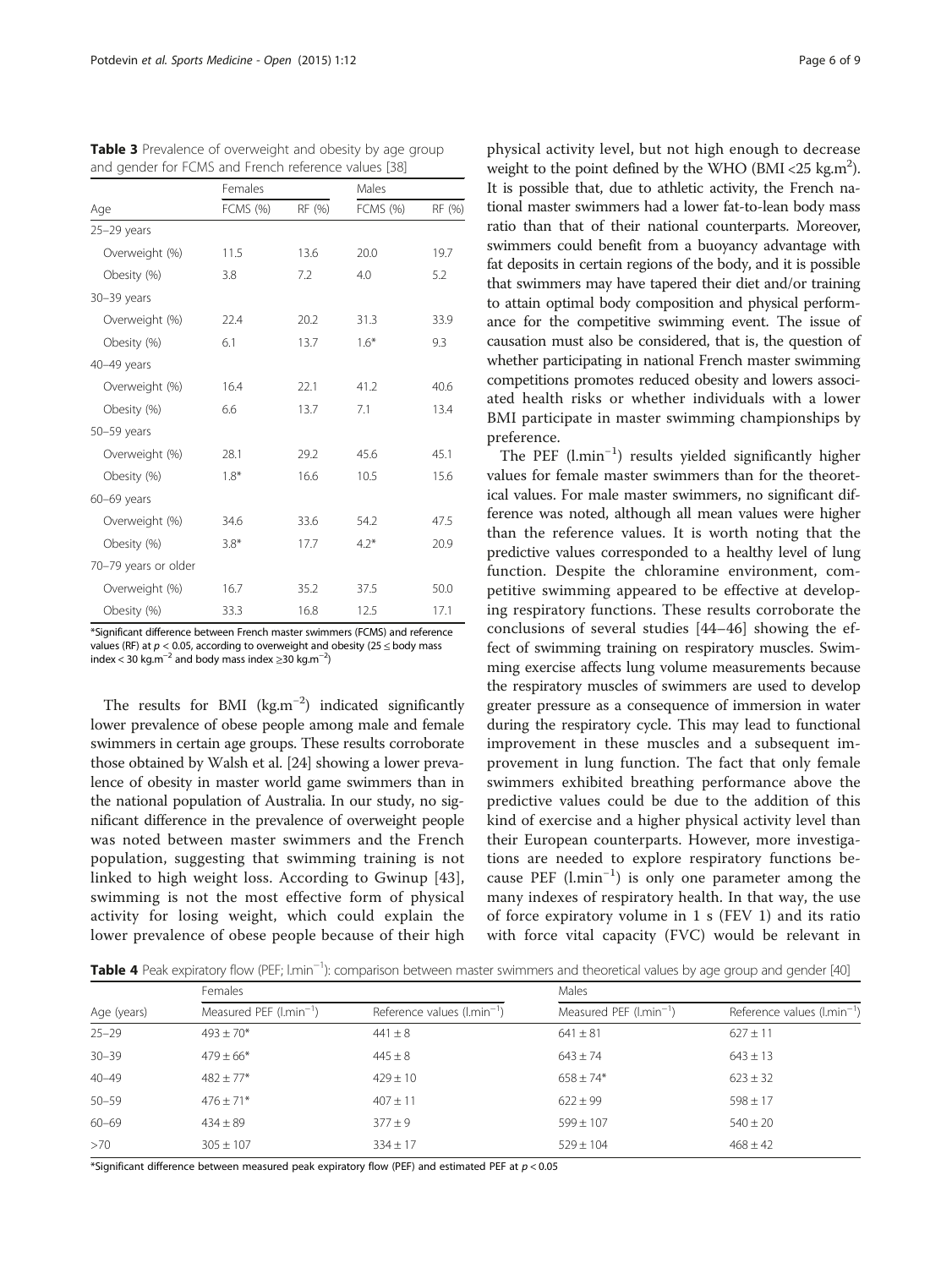**Table 3** Prevalence of overweight and obesity by age group and gender for FCMS and French reference values [38]

| Age | Females | | Males | |
|---|---|---|---|---|
| | FCMS (%) | RF (%) | FCMS (%) | RF (%) |
| 25–29 years | | | | |
| Overweight (%) | 11.5 | 13.6 | 20.0 | 19.7 |
| Obesity (%) | 3.8 | 7.2 | 4.0 | 5.2 |
| 30–39 years | | | | |
| Overweight (%) | 22.4 | 20.2 | 31.3 | 33.9 |
| Obesity (%) | 6.1 | 13.7 | 1.6* | 9.3 |
| 40–49 years | | | | |
| Overweight (%) | 16.4 | 22.1 | 41.2 | 40.6 |
| Obesity (%) | 6.6 | 13.7 | 7.1 | 13.4 |
| 50–59 years | | | | |
| Overweight (%) | 28.1 | 29.2 | 45.6 | 45.1 |
| Obesity (%) | 1.8* | 16.6 | 10.5 | 15.6 |
| 60–69 years | | | | |
| Overweight (%) | 34.6 | 33.6 | 54.2 | 47.5 |
| Obesity (%) | 3.8* | 17.7 | 4.2* | 20.9 |
| 70–79 years or older | | | | |
| Overweight (%) | 16.7 | 35.2 | 37.5 | 50.0 |
| Obesity (%) | 33.3 | 16.8 | 12.5 | 17.1 |

*Significant difference between French master swimmers (FCMS) and reference values (RF) at $p < 0.05$, according to overweight and obesity ($25 \leq$ body mass index $< 30$ kg.m$^{-2}$ and body mass index $\geq 30$ kg.m$^{-2}$)

The results for BMI (kg.m$^{-2}$) indicated significantly lower prevalence of obese people among male and female swimmers in certain age groups. These results corroborate those obtained by Walsh et al. [24] showing a lower prevalence of obesity in master world game swimmers than in the national population of Australia. In our study, no significant difference in the prevalence of overweight people was noted between master swimmers and the French population, suggesting that swimming training is not linked to high weight loss. According to Gwinup [43], swimming is not the most effective form of physical activity for losing weight, which could explain the lower prevalence of obese people because of their high physical activity level, but not high enough to decrease weight to the point defined by the WHO (BMI <25 kg.m$^2$). It is possible that, due to athletic activity, the French national master swimmers had a lower fat-to-lean body mass ratio than that of their national counterparts. Moreover, swimmers could benefit from a buoyancy advantage with fat deposits in certain regions of the body, and it is possible that swimmers may have tapered their diet and/or training to attain optimal body composition and physical performance for the competitive swimming event. The issue of causation must also be considered, that is, the question of whether participating in national French master swimming competitions promotes reduced obesity and lowers associated health risks or whether individuals with a lower BMI participate in master swimming championships by preference.

The PEF (l.min$^{-1}$) results yielded significantly higher values for female master swimmers than for the theoretical values. For male master swimmers, no significant difference was noted, although all mean values were higher than the reference values. It is worth noting that the predictive values corresponded to a healthy level of lung function. Despite the chloramine environment, competitive swimming appeared to be effective at developing respiratory functions. These results corroborate the conclusions of several studies [44–46] showing the effect of swimming training on respiratory muscles. Swimming exercise affects lung volume measurements because the respiratory muscles of swimmers are used to develop greater pressure as a consequence of immersion in water during the respiratory cycle. This may lead to functional improvement in these muscles and a subsequent improvement in lung function. The fact that only female swimmers exhibited breathing performance above the predictive values could be due to the addition of this kind of exercise and a higher physical activity level than their European counterparts. However, more investigations are needed to explore respiratory functions because PEF (l.min$^{-1}$) is only one parameter among the many indexes of respiratory health. In that way, the use of force expiratory volume in 1 s (FEV 1) and its ratio with force vital capacity (FVC) would be relevant in

**Table 4** Peak expiratory flow (PEF; l.min$^{-1}$): comparison between master swimmers and theoretical values by age group and gender [40]

| Age (years) | Females | | Males | |
|---|---|---|---|---|
| | Measured PEF (l.min$^{-1}$) | Reference values (l.min$^{-1}$) | Measured PEF (l.min$^{-1}$) | Reference values (l.min$^{-1}$) |
| 25–29 | 493 ± 70* | 441 ± 8 | 641 ± 81 | 627 ± 11 |
| 30–39 | 479 ± 66* | 445 ± 8 | 643 ± 74 | 643 ± 13 |
| 40–49 | 482 ± 77* | 429 ± 10 | 658 ± 74* | 623 ± 32 |
| 50–59 | 476 ± 71* | 407 ± 11 | 622 ± 99 | 598 ± 17 |
| 60–69 | 434 ± 89 | 377 ± 9 | 599 ± 107 | 540 ± 20 |
| >70 | 305 ± 107 | 334 ± 17 | 529 ± 104 | 468 ± 42 |

*Significant difference between measured peak expiratory flow (PEF) and estimated PEF at $p < 0.05$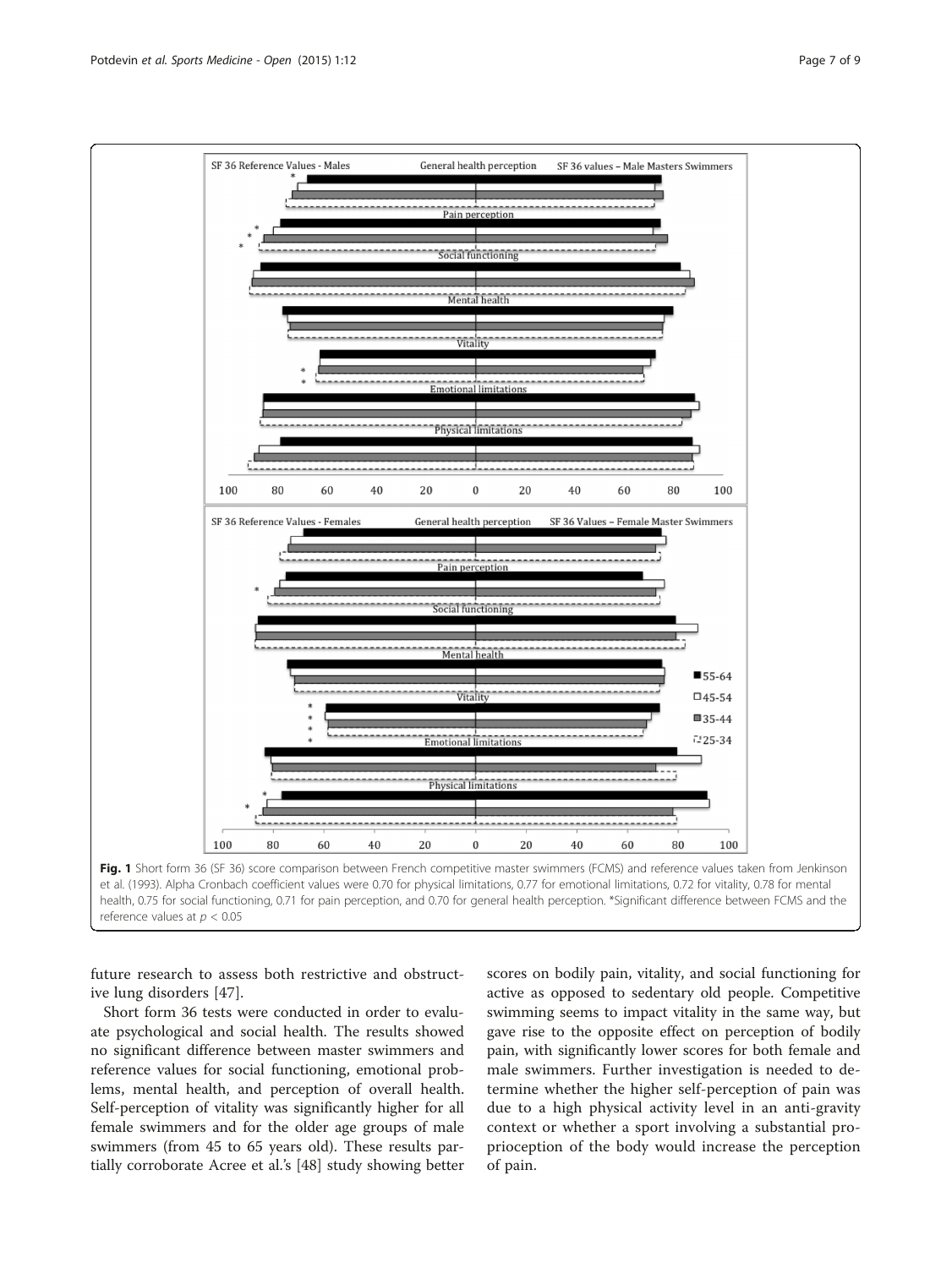**Fig. 1** Short form 36 (SF 36) score comparison between French competitive master swimmers (FCMS) and reference values taken from Jenkinson et al. (1993). Alpha Cronbach coefficient values were 0.70 for physical limitations, 0.77 for emotional limitations, 0.72 for vitality, 0.78 for mental health, 0.75 for social functioning, 0.71 for pain perception, and 0.70 for general health perception. *Significant difference between FCMS and the reference values at $p < 0.05$

future research to assess both restrictive and obstructive lung disorders [47].

Short form 36 tests were conducted in order to evaluate psychological and social health. The results showed no significant difference between master swimmers and reference values for social functioning, emotional problems, mental health, and perception of overall health. Self-perception of vitality was significantly higher for all female swimmers and for the older age groups of male swimmers (from 45 to 65 years old). These results partially corroborate Acree et al.'s [48] study showing better scores on bodily pain, vitality, and social functioning for active as opposed to sedentary old people. Competitive swimming seems to impact vitality in the same way, but gave rise to the opposite effect on perception of bodily pain, with significantly lower scores for both female and male swimmers. Further investigation is needed to determine whether the higher self-perception of pain was due to a high physical activity level in an anti-gravity context or whether a sport involving a substantial proprioception of the body would increase the perception of pain.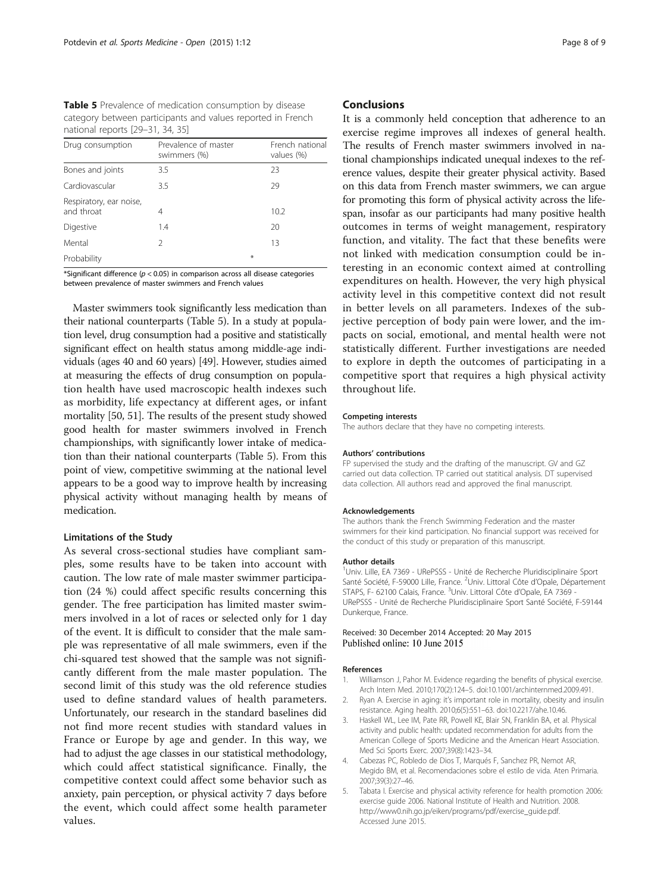**Table 5** Prevalence of medication consumption by disease category between participants and values reported in French national reports [29–31, 34, 35]

| Drug consumption | Prevalence of master swimmers (%) | French national values (%) |
|---|---|---|
| Bones and joints | 3.5 | 23 |
| Cardiovascular | 3.5 | 29 |
| Respiratory, ear noise, and throat | 4 | 10.2 |
| Digestive | 1.4 | 20 |
| Mental | 2 | 13 |
| Probability | * | |

*Significant difference ($p < 0.05$) in comparison across all disease categories between prevalence of master swimmers and French values

Master swimmers took significantly less medication than their national counterparts (Table 5). In a study at population level, drug consumption had a positive and statistically significant effect on health status among middle-age individuals (ages 40 and 60 years) [49]. However, studies aimed at measuring the effects of drug consumption on population health have used macroscopic health indexes such as morbidity, life expectancy at different ages, or infant mortality [50, 51]. The results of the present study showed good health for master swimmers involved in French championships, with significantly lower intake of medication than their national counterparts (Table 5). From this point of view, competitive swimming at the national level appears to be a good way to improve health by increasing physical activity without managing health by means of medication.

### Limitations of the Study

As several cross-sectional studies have compliant samples, some results have to be taken into account with caution. The low rate of male master swimmer participation (24 %) could affect specific results concerning this gender. The free participation has limited master swimmers involved in a lot of races or selected only for 1 day of the event. It is difficult to consider that the male sample was representative of all male swimmers, even if the chi-squared test showed that the sample was not significantly different from the male master population. The second limit of this study was the old reference studies used to define standard values of health parameters. Unfortunately, our research in the standard baselines did not find more recent studies with standard values in France or Europe by age and gender. In this way, we had to adjust the age classes in our statistical methodology, which could affect statistical significance. Finally, the competitive context could affect some behavior such as anxiety, pain perception, or physical activity 7 days before the event, which could affect some health parameter values.

## Conclusions

It is a commonly held conception that adherence to an exercise regime improves all indexes of general health. The results of French master swimmers involved in national championships indicated unequal indexes to the reference values, despite their greater physical activity. Based on this data from French master swimmers, we can argue for promoting this form of physical activity across the lifespan, insofar as our participants had many positive health outcomes in terms of weight management, respiratory function, and vitality. The fact that these benefits were not linked with medication consumption could be interesting in an economic context aimed at controlling expenditures on health. However, the very high physical activity level in this competitive context did not result in better levels on all parameters. Indexes of the subjective perception of body pain were lower, and the impacts on social, emotional, and mental health were not statistically different. Further investigations are needed to explore in depth the outcomes of participating in a competitive sport that requires a high physical activity throughout life.

#### Competing interests

The authors declare that they have no competing interests.

#### Authors' contributions

FP supervised the study and the drafting of the manuscript. GV and GZ carried out data collection. TP carried out statistical analysis. DT supervised data collection. All authors read and approved the final manuscript.

#### Acknowledgements

The authors thank the French Swimming Federation and the master swimmers for their kind participation. No financial support was received for the conduct of this study or preparation of this manuscript.

#### Author details

[1]Univ. Lille, EA 7369 - URePSSS - Unité de Recherche Pluridisciplinaire Sport Santé Société, F-59000 Lille, France. [2]Univ. Littoral Côte d'Opale, Département STAPS, F- 62100 Calais, France. [3]Univ. Littoral Côte d'Opale, EA 7369 - URePSSS - Unité de Recherche Pluridisciplinaire Sport Santé Société, F-59144 Dunkerque, France.

Received: 30 December 2014 Accepted: 20 May 2015
Published online: 10 June 2015

#### References

1. Williamson J, Pahor M. Evidence regarding the benefits of physical exercise. Arch Intern Med. 2010;170(2):124–5. doi:10.1001/archinternmed.2009.491.
2. Ryan A. Exercise in aging: it's important role in mortality, obesity and insulin resistance. Aging health. 2010;6(5):551–63. doi:10.2217/ahe.10.46.
3. Haskell WL, Lee IM, Pate RR, Powell KE, Blair SN, Franklin BA, et al. Physical activity and public health: updated recommendation for adults from the American College of Sports Medicine and the American Heart Association. Med Sci Sports Exerc. 2007;39(8):1423–34.
4. Cabezas PC, Robledo de Dios T, Marqués F, Sanchez PR, Nemot AR, Megido BM, et al. Recomendaciones sobre el estilo de vida. Aten Primaria. 2007;39(3):27–46.
5. Tabata I. Exercise and physical activity reference for health promotion 2006: exercise guide 2006. National Institute of Health and Nutrition. 2008. http://www0.nih.go.jp/eiken/programs/pdf/exercise_guide.pdf. Accessed June 2015.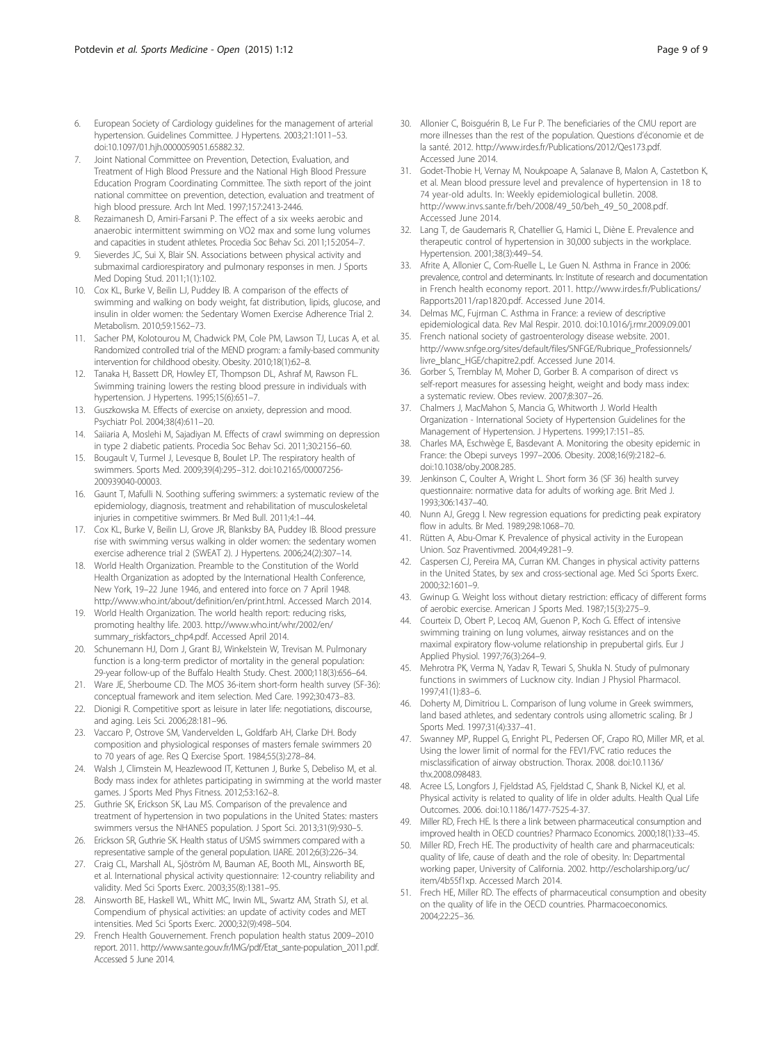6. European Society of Cardiology guidelines for the management of arterial hypertension. Guidelines Committee. J Hypertens. 2003;21:1011–53. doi:10.1097/01.hjh.0000059051.65882.32.
7. Joint National Committee on Prevention, Detection, Evaluation, and Treatment of High Blood Pressure and the National High Blood Pressure Education Program Coordinating Committee. The sixth report of the joint national committee on prevention, detection, evaluation and treatment of high blood pressure. Arch Int Med. 1997;157:2413-2446.
8. Rezaimanesh D, Amiri-Farsani P. The effect of a six weeks aerobic and anaerobic intermittent swimming on VO2 max and some lung volumes and capacities in student athletes. Procedia Soc Behav Sci. 2011;15:2054–7.
9. Sieverdes JC, Sui X, Blair SN. Associations between physical activity and submaximal cardiorespiratory and pulmonary responses in men. J Sports Med Doping Stud. 2011;1(1):102.
10. Cox KL, Burke V, Beilin LJ, Puddey IB. A comparison of the effects of swimming and walking on body weight, fat distribution, lipids, glucose, and insulin in older women: the Sedentary Women Exercise Adherence Trial 2. Metabolism. 2010;59:1562–73.
11. Sacher PM, Kolotourou M, Chadwick PM, Cole PM, Lawson TJ, Lucas A, et al. Randomized controlled trial of the MEND program: a family-based community intervention for childhood obesity. Obesity. 2010;18(1):62–8.
12. Tanaka H, Bassett DR, Howley ET, Thompson DL, Ashraf M, Rawson FL. Swimming training lowers the resting blood pressure in individuals with hypertension. J Hypertens. 1995;15(6):651–7.
13. Guszkowska M. Effects of exercise on anxiety, depression and mood. Psychiatr Pol. 2004;38(4):611–20.
14. Saiiaria A, Moslehi M, Sajadiyan M. Effects of crawl swimming on depression in type 2 diabetic patients. Procedia Soc Behav Sci. 2011;30:2156–60.
15. Bougault V, Turmel J, Levesque B, Boulet LP. The respiratory health of swimmers. Sports Med. 2009;39(4):295–312. doi:10.2165/00007256-200939040-00003.
16. Gaunt T, Mafulli N. Soothing suffering swimmers: a systematic review of the epidemiology, diagnosis, treatment and rehabilitation of musculoskeletal injuries in competitive swimmers. Br Med Bull. 2011;4:1–44.
17. Cox KL, Burke V, Beilin LJ, Grove JR, Blanksby BA, Puddey IB. Blood pressure rise with swimming versus walking in older women: the sedentary women exercise adherence trial 2 (SWEAT 2). J Hypertens. 2006;24(2):307–14.
18. World Health Organization. Preamble to the Constitution of the World Health Organization as adopted by the International Health Conference, New York, 19–22 June 1946, and entered into force on 7 April 1948. http://www.who.int/about/definition/en/print.html. Accessed March 2014.
19. World Health Organization. The world health report: reducing risks, promoting healthy life. 2003. http://www.who.int/whr/2002/en/summary_riskfactors_chp4.pdf. Accessed April 2014.
20. Schunemann HJ, Dorn J, Grant BJ, Winkelstein W, Trevisan M. Pulmonary function is a long-term predictor of mortality in the general population: 29-year follow-up of the Buffalo Health Study. Chest. 2000;118(3):656–64.
21. Ware JE, Sherbourne CD. The MOS 36-item short-form health survey (SF-36): conceptual framework and item selection. Med Care. 1992;30:473–83.
22. Dionigi R. Competitive sport as leisure in later life: negotiations, discourse, and aging. Leis Sci. 2006;28:181–96.
23. Vaccaro P, Ostrove SM, Vandervelden L, Goldfarb AH, Clarke DH. Body composition and physiological responses of masters female swimmers 20 to 70 years of age. Res Q Exercise Sport. 1984;55(3):278–84.
24. Walsh J, Climstein M, Heazlewood IT, Kettunen J, Burke S, Debeliso M, et al. Body mass index for athletes participating in swimming at the world master games. J Sports Med Phys Fitness. 2012;53:162–8.
25. Guthrie SK, Erickson SK, Lau MS. Comparison of the prevalence and treatment of hypertension in two populations in the United States: masters swimmers versus the NHANES population. J Sport Sci. 2013;31(9):930–5.
26. Erickson SR, Guthrie SK. Health status of USMS swimmers compared with a representative sample of the general population. IJARE. 2012;6(3):226–34.
27. Craig CL, Marshall AL, Sjöström M, Bauman AE, Booth ML, Ainsworth BE, et al. International physical activity questionnaire: 12-country reliability and validity. Med Sci Sports Exerc. 2003;35(8):1381–95.
28. Ainsworth BE, Haskell WL, Whitt MC, Irwin ML, Swartz AM, Strath SJ, et al. Compendium of physical activities: an update of activity codes and MET intensities. Med Sci Sports Exerc. 2000;32(9):498–504.
29. French Health Gouvernement. French population health status 2009–2010 report. 2011. http://www.sante.gouv.fr/IMG/pdf/Etat_sante-population_2011.pdf. Accessed 5 June 2014.
30. Allonier C, Boisguérin B, Le Fur P. The beneficiaries of the CMU report are more illnesses than the rest of the population. Questions d'économie et de la santé. 2012. http://www.irdes.fr/Publications/2012/Qes173.pdf. Accessed June 2014.
31. Godet-Thobie H, Vernay M, Noukpoape A, Salanave B, Malon A, Castetbon K, et al. Mean blood pressure level and prevalence of hypertension in 18 to 74 year-old adults. In: Weekly epidemiological bulletin. 2008. http://www.invs.sante.fr/beh/2008/49_50/beh_49_50_2008.pdf. Accessed June 2014.
32. Lang T, de Gaudemaris R, Chatellier G, Hamici L, Diène E. Prevalence and therapeutic control of hypertension in 30,000 subjects in the workplace. Hypertension. 2001;38(3):449–54.
33. Afrite A, Allonier C, Com-Ruelle L, Le Guen N. Asthma in France in 2006: prevalence, control and determinants. In: Institute of research and documentation in French health economy report. 2011. http://www.irdes.fr/Publications/Rapports2011/rap1820.pdf. Accessed June 2014.
34. Delmas MC, Fujrman C. Asthma in France: a review of descriptive epidemiological data. Rev Mal Respir. 2010. doi:10.1016/j.rmr.2009.09.001
35. French national society of gastroenterology disease website. 2001. http://www.snfge.org/sites/default/files/SNFGE/Rubrique_Professionnels/livre_blanc_HGE/chapitre2.pdf. Accessed June 2014.
36. Gorber S, Tremblay M, Moher D, Gorber B. A comparison of direct vs self-report measures for assessing height, weight and body mass index: a systematic review. Obes review. 2007;8:307–26.
37. Chalmers J, MacMahon S, Mancia G, Whitworth J. World Health Organization - International Society of Hypertension Guidelines for the Management of Hypertension. J Hypertens. 1999;17:151–85.
38. Charles MA, Eschwège E, Basdevant A. Monitoring the obesity epidemic in France: the Obepi surveys 1997–2006. Obesity. 2008;16(9):2182–6. doi:10.1038/oby.2008.285.
39. Jenkinson C, Coulter A, Wright L. Short form 36 (SF 36) health survey questionnaire: normative data for adults of working age. Brit Med J. 1993;306:1437–40.
40. Nunn AJ, Gregg I. New regression equations for predicting peak expiratory flow in adults. Br Med. 1989;298:1068–70.
41. Rütten A, Abu-Omar K. Prevalence of physical activity in the European Union. Soz Praventivmed. 2004;49:281–9.
42. Caspersen CJ, Pereira MA, Curran KM. Changes in physical activity patterns in the United States, by sex and cross-sectional age. Med Sci Sports Exerc. 2000;32:1601–9.
43. Gwinup G. Weight loss without dietary restriction: efficacy of different forms of aerobic exercise. American J Sports Med. 1987;15(3):275–9.
44. Courteix D, Obert P, Lecoq AM, Guenon P, Koch G. Effect of intensive swimming training on lung volumes, airway resistances and on the maximal expiratory flow-volume relationship in prepubertal girls. Eur J Applied Physiol. 1997;76(3):264–9.
45. Mehrotra PK, Verma N, Yadav R, Tewari S, Shukla N. Study of pulmonary functions in swimmers of Lucknow city. Indian J Physiol Pharmacol. 1997;41(1):83–6.
46. Doherty M, Dimitriou L. Comparison of lung volume in Greek swimmers, land based athletes, and sedentary controls using allometric scaling. Br J Sports Med. 1997;31(4):337–41.
47. Swanney MP, Ruppel G, Enright PL, Pedersen OF, Crapo RO, Miller MR, et al. Using the lower limit of normal for the FEV1/FVC ratio reduces the misclassification of airway obstruction. Thorax. 2008. doi:10.1136/thx.2008.098483.
48. Acree LS, Longfors J, Fjeldstad AS, Fjeldstad C, Shank B, Nickel KJ, et al. Physical activity is related to quality of life in older adults. Health Qual Life Outcomes. 2006. doi:10.1186/1477-7525-4-37.
49. Miller RD, Frech HE. Is there a link between pharmaceutical consumption and improved health in OECD countries? Pharmaco Economics. 2000;18(1):33–45.
50. Miller RD, Frech HE. The productivity of health care and pharmaceuticals: quality of life, cause of death and the role of obesity. In: Departmental working paper, University of California. 2002. http://escholarship.org/uc/item/4b55f1xp. Accessed March 2014.
51. Frech HE, Miller RD. The effects of pharmaceutical consumption and obesity on the quality of life in the OECD countries. Pharmacoeconomics. 2004;22:25–36.